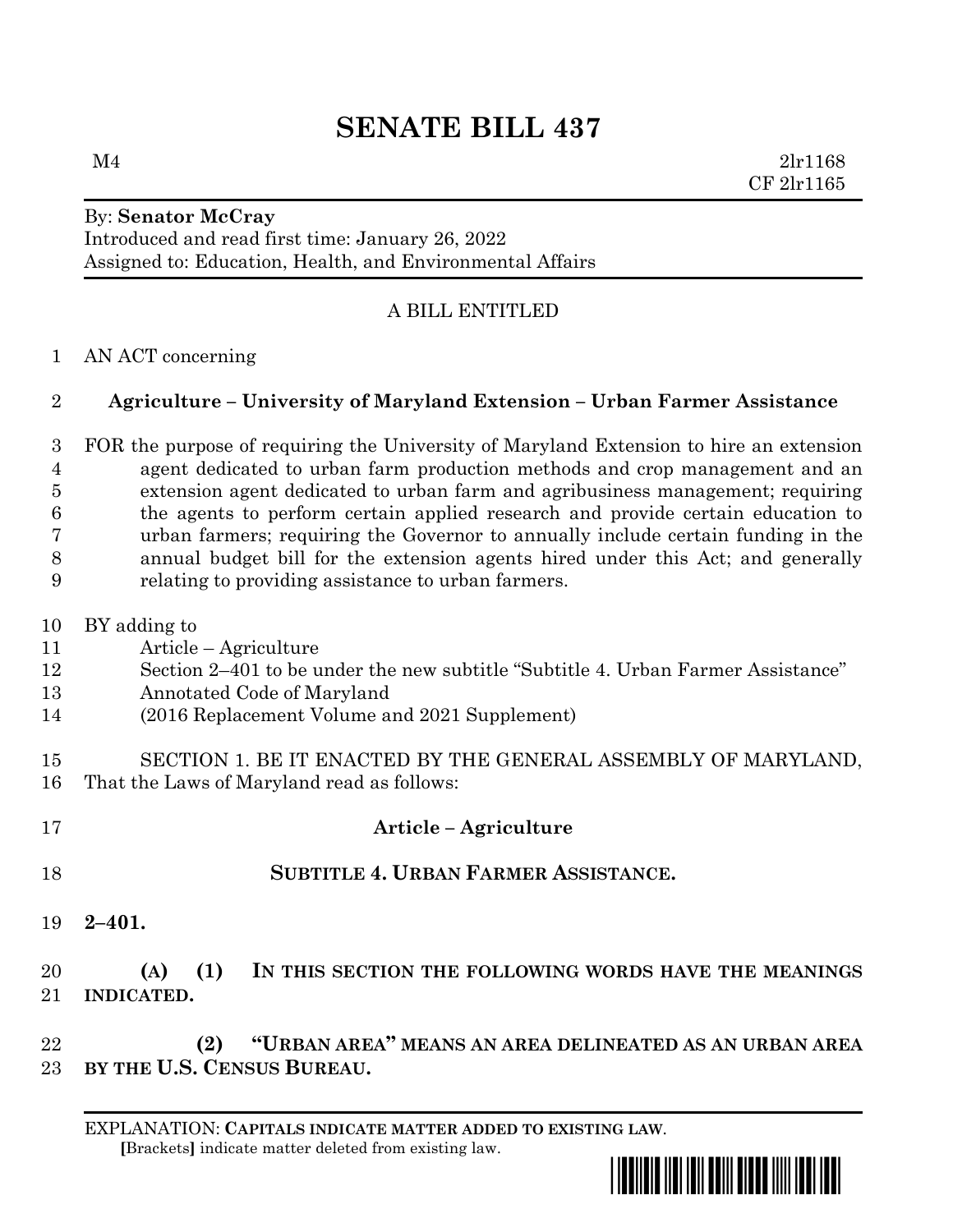# SENATE BILL 437

M4 2lr1168
CF 2lr1165

By: **Senator McCray**
Introduced and read first time: January 26, 2022
Assigned to: Education, Health, and Environmental Affairs

A BILL ENTITLED

AN ACT concerning

**Agriculture – University of Maryland Extension – Urban Farmer Assistance**

FOR the purpose of requiring the University of Maryland Extension to hire an extension agent dedicated to urban farm production methods and crop management and an extension agent dedicated to urban farm and agribusiness management; requiring the agents to perform certain applied research and provide certain education to urban farmers; requiring the Governor to annually include certain funding in the annual budget bill for the extension agents hired under this Act; and generally relating to providing assistance to urban farmers.

BY adding to
Article – Agriculture
Section 2–401 to be under the new subtitle "Subtitle 4. Urban Farmer Assistance"
Annotated Code of Maryland
(2016 Replacement Volume and 2021 Supplement)

SECTION 1. BE IT ENACTED BY THE GENERAL ASSEMBLY OF MARYLAND, That the Laws of Maryland read as follows:

**Article – Agriculture**

**SUBTITLE 4. URBAN FARMER ASSISTANCE.**

**2–401.**

**(A) (1) IN THIS SECTION THE FOLLOWING WORDS HAVE THE MEANINGS INDICATED.**

**(2) "URBAN AREA" MEANS AN AREA DELINEATED AS AN URBAN AREA BY THE U.S. CENSUS BUREAU.**

EXPLANATION: **CAPITALS INDICATE MATTER ADDED TO EXISTING LAW.**
[Brackets] indicate matter deleted from existing law.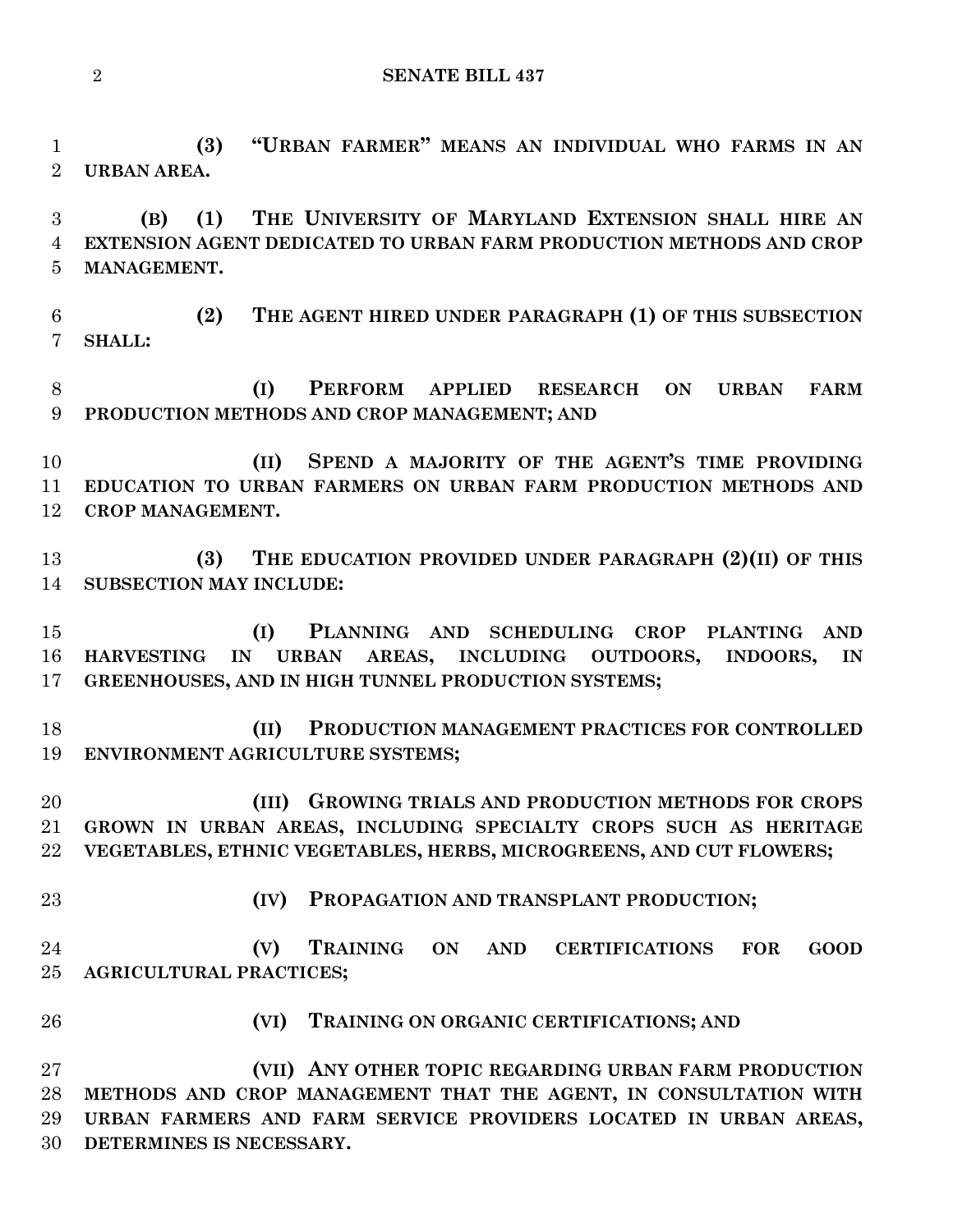**(3) "URBAN FARMER" MEANS AN INDIVIDUAL WHO FARMS IN AN URBAN AREA.**

**(B) (1) THE UNIVERSITY OF MARYLAND EXTENSION SHALL HIRE AN EXTENSION AGENT DEDICATED TO URBAN FARM PRODUCTION METHODS AND CROP MANAGEMENT.**

**(2) THE AGENT HIRED UNDER PARAGRAPH (1) OF THIS SUBSECTION SHALL:**

**(I) PERFORM APPLIED RESEARCH ON URBAN FARM PRODUCTION METHODS AND CROP MANAGEMENT; AND**

**(II) SPEND A MAJORITY OF THE AGENT'S TIME PROVIDING EDUCATION TO URBAN FARMERS ON URBAN FARM PRODUCTION METHODS AND CROP MANAGEMENT.**

**(3) THE EDUCATION PROVIDED UNDER PARAGRAPH (2)(II) OF THIS SUBSECTION MAY INCLUDE:**

**(I) PLANNING AND SCHEDULING CROP PLANTING AND HARVESTING IN URBAN AREAS, INCLUDING OUTDOORS, INDOORS, IN GREENHOUSES, AND IN HIGH TUNNEL PRODUCTION SYSTEMS;**

**(II) PRODUCTION MANAGEMENT PRACTICES FOR CONTROLLED ENVIRONMENT AGRICULTURE SYSTEMS;**

**(III) GROWING TRIALS AND PRODUCTION METHODS FOR CROPS GROWN IN URBAN AREAS, INCLUDING SPECIALTY CROPS SUCH AS HERITAGE VEGETABLES, ETHNIC VEGETABLES, HERBS, MICROGREENS, AND CUT FLOWERS;**

**(IV) PROPAGATION AND TRANSPLANT PRODUCTION;**

**(V) TRAINING ON AND CERTIFICATIONS FOR GOOD AGRICULTURAL PRACTICES;**

**(VI) TRAINING ON ORGANIC CERTIFICATIONS; AND**

**(VII) ANY OTHER TOPIC REGARDING URBAN FARM PRODUCTION METHODS AND CROP MANAGEMENT THAT THE AGENT, IN CONSULTATION WITH URBAN FARMERS AND FARM SERVICE PROVIDERS LOCATED IN URBAN AREAS, DETERMINES IS NECESSARY.**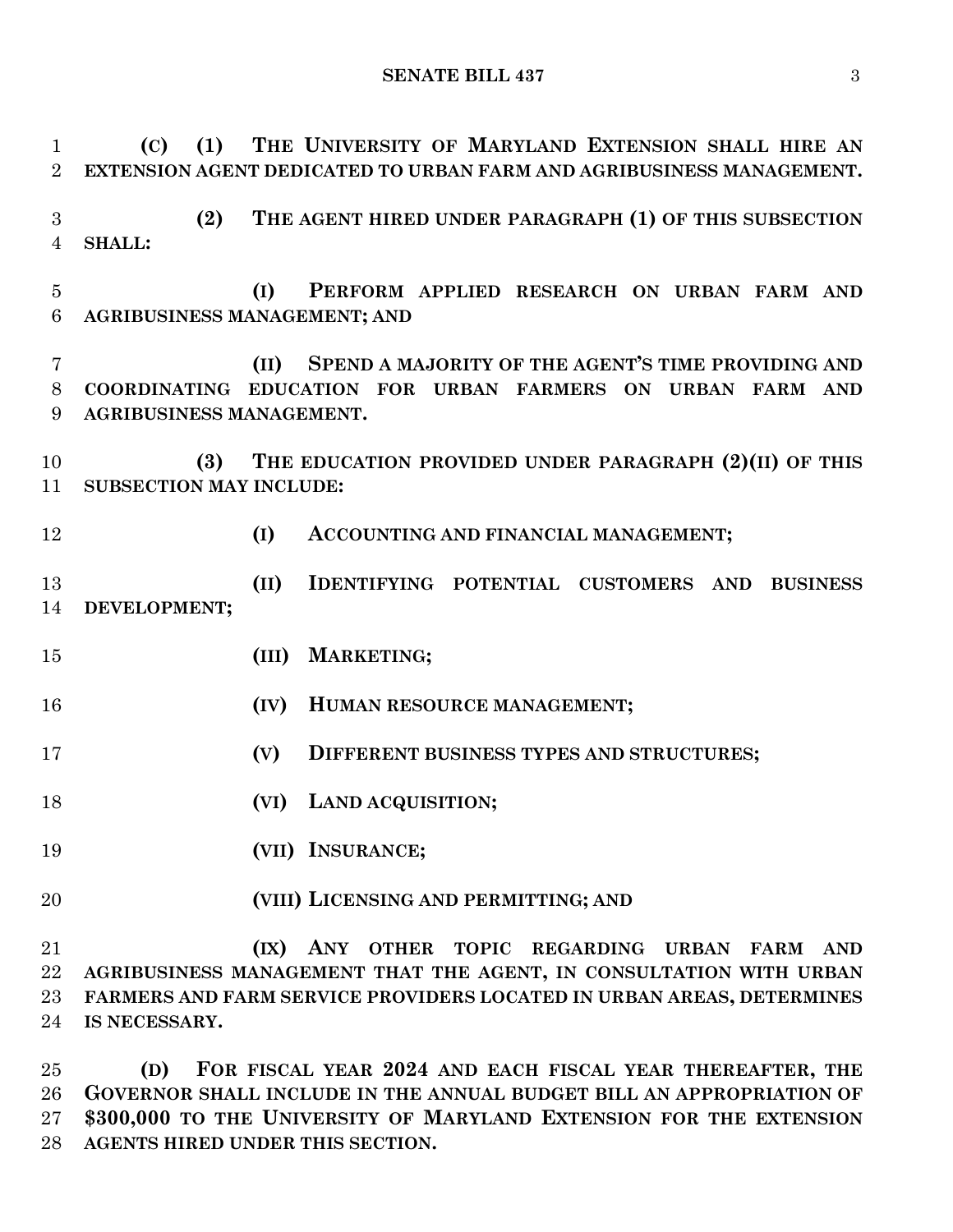**(C) (1) THE UNIVERSITY OF MARYLAND EXTENSION SHALL HIRE AN EXTENSION AGENT DEDICATED TO URBAN FARM AND AGRIBUSINESS MANAGEMENT.**

**(2) THE AGENT HIRED UNDER PARAGRAPH (1) OF THIS SUBSECTION SHALL:**

**(I) PERFORM APPLIED RESEARCH ON URBAN FARM AND AGRIBUSINESS MANAGEMENT; AND**

**(II) SPEND A MAJORITY OF THE AGENT'S TIME PROVIDING AND COORDINATING EDUCATION FOR URBAN FARMERS ON URBAN FARM AND AGRIBUSINESS MANAGEMENT.**

**(3) THE EDUCATION PROVIDED UNDER PARAGRAPH (2)(II) OF THIS SUBSECTION MAY INCLUDE:**

**(I) ACCOUNTING AND FINANCIAL MANAGEMENT;**

**(II) IDENTIFYING POTENTIAL CUSTOMERS AND BUSINESS DEVELOPMENT;**

**(III) MARKETING;**

**(IV) HUMAN RESOURCE MANAGEMENT;**

**(V) DIFFERENT BUSINESS TYPES AND STRUCTURES;**

**(VI) LAND ACQUISITION;**

**(VII) INSURANCE;**

**(VIII) LICENSING AND PERMITTING; AND**

**(IX) ANY OTHER TOPIC REGARDING URBAN FARM AND AGRIBUSINESS MANAGEMENT THAT THE AGENT, IN CONSULTATION WITH URBAN FARMERS AND FARM SERVICE PROVIDERS LOCATED IN URBAN AREAS, DETERMINES IS NECESSARY.**

**(D) FOR FISCAL YEAR 2024 AND EACH FISCAL YEAR THEREAFTER, THE GOVERNOR SHALL INCLUDE IN THE ANNUAL BUDGET BILL AN APPROPRIATION OF $300,000 TO THE UNIVERSITY OF MARYLAND EXTENSION FOR THE EXTENSION AGENTS HIRED UNDER THIS SECTION.**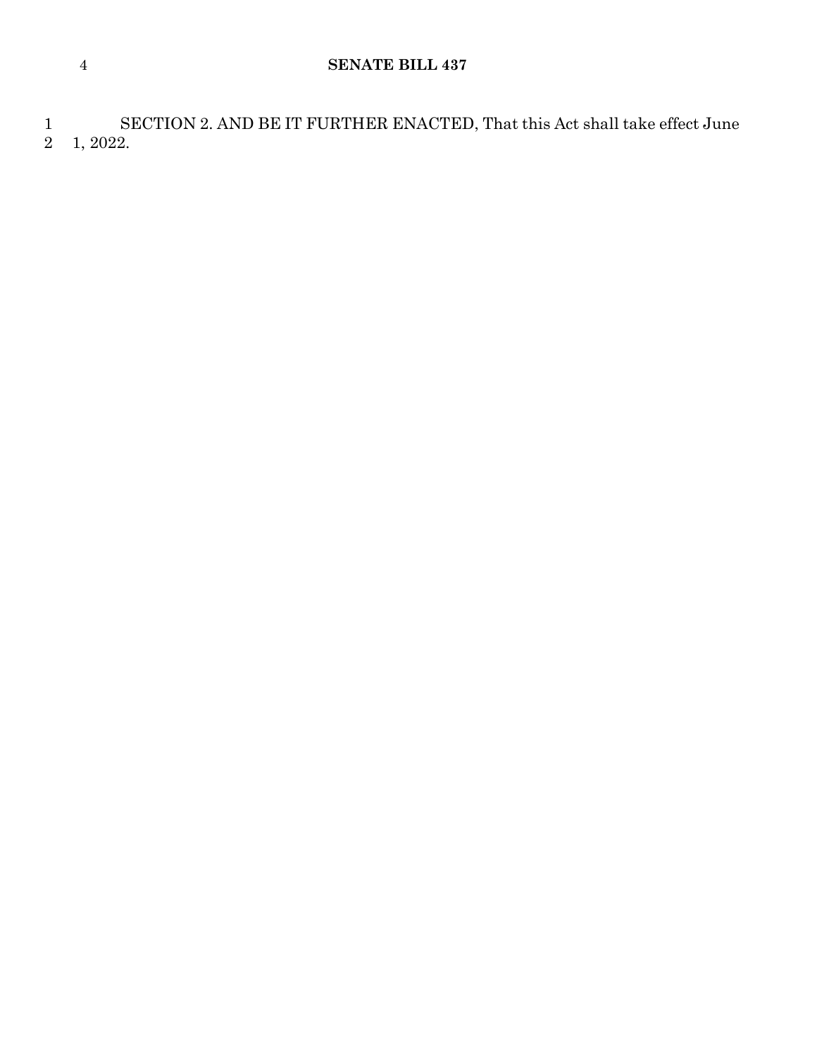SECTION 2. AND BE IT FURTHER ENACTED, That this Act shall take effect June 1, 2022.